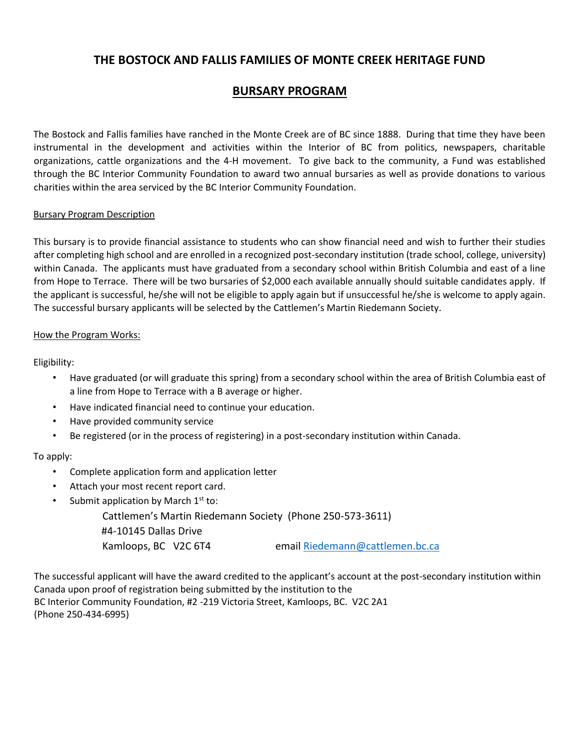# THE BOSTOCK AND FALLIS FAMILIES OF MONTE CREEK HERITAGE FUND

## BURSARY PROGRAM

The Bostock and Fallis families have ranched in the Monte Creek are of BC since 1888. During that time they have been instrumental in the development and activities within the Interior of BC from politics, newspapers, charitable organizations, cattle organizations and the 4-H movement. To give back to the community, a Fund was established through the BC Interior Community Foundation to award two annual bursaries as well as provide donations to various charities within the area serviced by the BC Interior Community Foundation.

### Bursary Program Description

This bursary is to provide financial assistance to students who can show financial need and wish to further their studies after completing high school and are enrolled in a recognized post-secondary institution (trade school, college, university) within Canada. The applicants must have graduated from a secondary school within British Columbia and east of a line from Hope to Terrace. There will be two bursaries of $2,000 each available annually should suitable candidates apply. If the applicant is successful, he/she will not be eligible to apply again but if unsuccessful he/she is welcome to apply again. The successful bursary applicants will be selected by the Cattlemen's Martin Riedemann Society.

### How the Program Works:

Eligibility:

- Have graduated (or will graduate this spring) from a secondary school within the area of British Columbia east of a line from Hope to Terrace with a B average or higher.
- Have indicated financial need to continue your education.
- Have provided community service
- Be registered (or in the process of registering) in a post-secondary institution within Canada.

To apply:

- Complete application form and application letter
- Attach your most recent report card.
- Submit application by March 1st to:

  Cattlemen's Martin Riedemann Society (Phone 250-573-3611)
  #4-10145 Dallas Drive
  Kamloops, BC V2C 6T4 email Riedemann@cattlemen.bc.ca

The successful applicant will have the award credited to the applicant's account at the post-secondary institution within Canada upon proof of registration being submitted by the institution to the
BC Interior Community Foundation, #2 -219 Victoria Street, Kamloops, BC. V2C 2A1
(Phone 250-434-6995)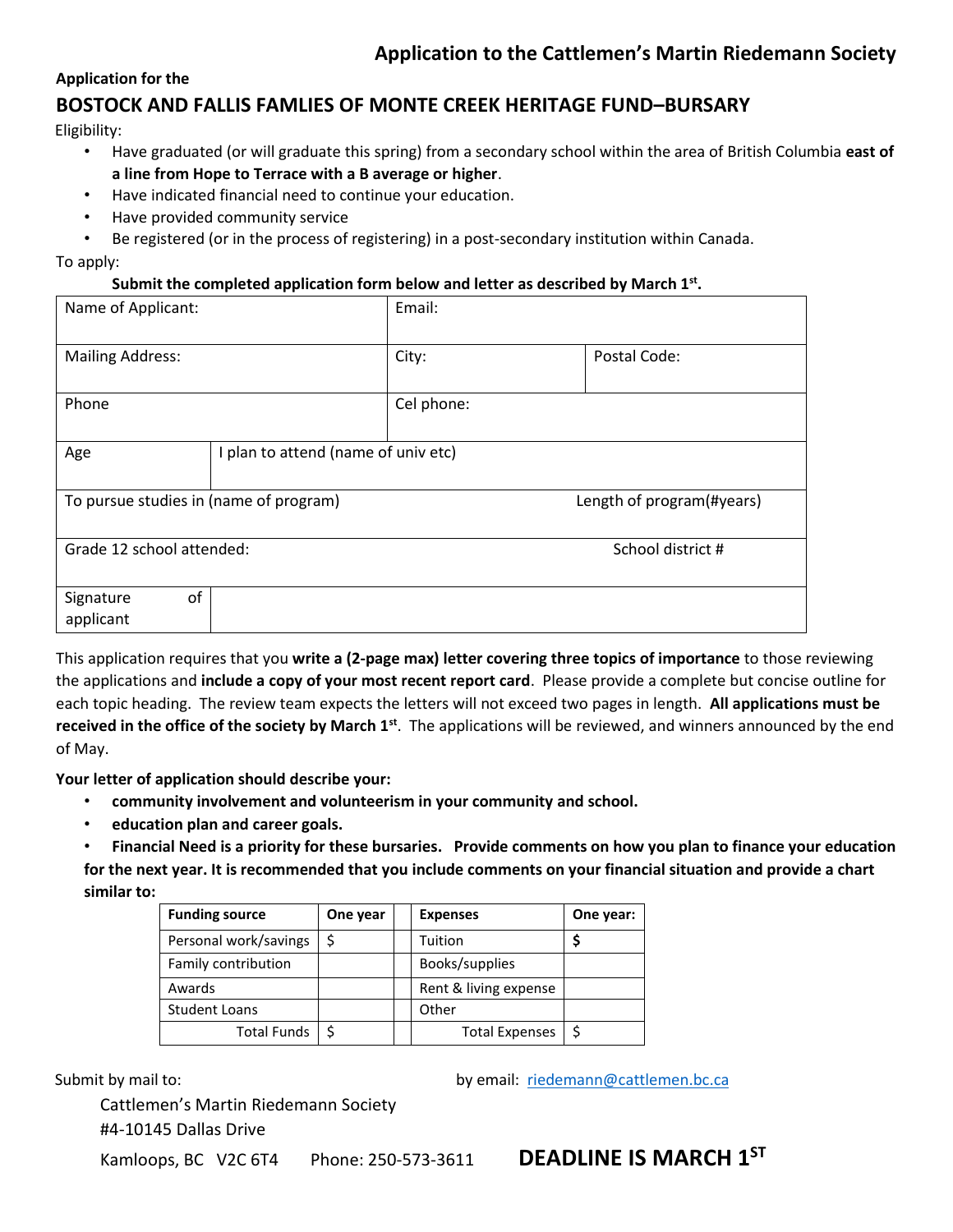## Application to the Cattlemen's Martin Riedemann Society

**Application for the**

### BOSTOCK AND FALLIS FAMLIES OF MONTE CREEK HERITAGE FUND–BURSARY

Eligibility:

- Have graduated (or will graduate this spring) from a secondary school within the area of British Columbia **east of a line from Hope to Terrace with a B average or higher**.
- Have indicated financial need to continue your education.
- Have provided community service
- Be registered (or in the process of registering) in a post-secondary institution within Canada.

To apply:

**Submit the completed application form below and letter as described by March 1st.**

| | | | |
|---|---|---|---|
| Name of Applicant: | | Email: | |
| Mailing Address: | | City: | Postal Code: |
| Phone | | Cel phone: | |
| Age | I plan to attend (name of univ etc) | | |
| To pursue studies in (name of program) | | | Length of program(#years) |
| Grade 12 school attended: | | | School district # |
| Signature of applicant | | | |

This application requires that you **write a (2-page max) letter covering three topics of importance** to those reviewing the applications and **include a copy of your most recent report card**. Please provide a complete but concise outline for each topic heading. The review team expects the letters will not exceed two pages in length. **All applications must be received in the office of the society by March 1st**. The applications will be reviewed, and winners announced by the end of May.

**Your letter of application should describe your:**

- **community involvement and volunteerism in your community and school.**
- **education plan and career goals.**
- **Financial Need is a priority for these bursaries. Provide comments on how you plan to finance your education for the next year. It is recommended that you include comments on your financial situation and provide a chart similar to:**

| Funding source | One year | | Expenses | One year: |
|---|---|---|---|---|
| Personal work/savings | $ | | Tuition | **$** |
| Family contribution | | | Books/supplies | |
| Awards | | | Rent & living expense | |
| Student Loans | | | Other | |
| Total Funds | $ | | Total Expenses | $ |

Submit by mail to:

Cattlemen's Martin Riedemann Society
#4-10145 Dallas Drive
Kamloops, BC V2C 6T4 Phone: 250-573-3611

by email: riedemann@cattlemen.bc.ca

**DEADLINE IS MARCH 1ST**